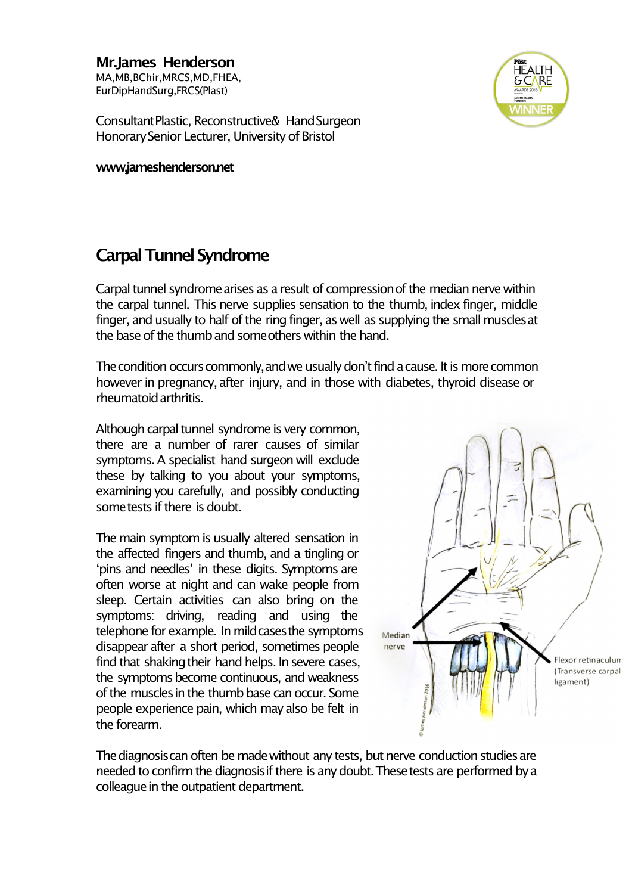**Mr.James Henderson**
MA,MB,BChir,MRCS,MD,FHEA,
EurDipHandSurg,FRCS(Plast)

Consultant Plastic, Reconstructive & Hand Surgeon
Honorary Senior Lecturer, University of Bristol

**www.jameshenderson.net**

# Carpal Tunnel Syndrome

Carpal tunnel syndrome arises as a result of compression of the median nerve within the carpal tunnel. This nerve supplies sensation to the thumb, index finger, middle finger, and usually to half of the ring finger, as well as supplying the small muscles at the base of the thumb and some others within the hand.

The condition occurs commonly, and we usually don't find a cause. It is more common however in pregnancy, after injury, and in those with diabetes, thyroid disease or rheumatoid arthritis.

Although carpal tunnel syndrome is very common, there are a number of rarer causes of similar symptoms. A specialist hand surgeon will exclude these by talking to you about your symptoms, examining you carefully, and possibly conducting some tests if there is doubt.

The main symptom is usually altered sensation in the affected fingers and thumb, and a tingling or 'pins and needles' in these digits. Symptoms are often worse at night and can wake people from sleep. Certain activities can also bring on the symptoms: driving, reading and using the telephone for example. In mild cases the symptoms disappear after a short period, sometimes people find that shaking their hand helps. In severe cases, the symptoms become continuous, and weakness of the muscles in the thumb base can occur. Some people experience pain, which may also be felt in the forearm.

Median nerve

Flexor retinaculum (Transverse carpal ligament)

The diagnosis can often be made without any tests, but nerve conduction studies are needed to confirm the diagnosis if there is any doubt. These tests are performed by a colleague in the outpatient department.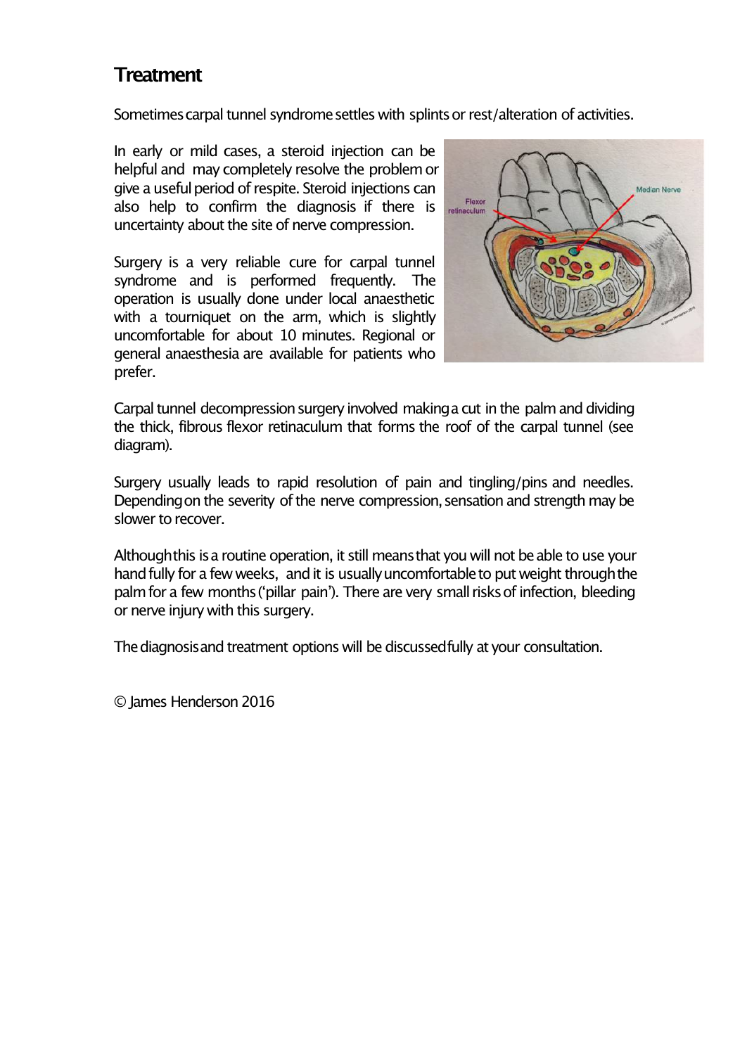## Treatment

Sometimes carpal tunnel syndrome settles with splints or rest/alteration of activities.

In early or mild cases, a steroid injection can be helpful and may completely resolve the problem or give a useful period of respite. Steroid injections can also help to confirm the diagnosis if there is uncertainty about the site of nerve compression.

Surgery is a very reliable cure for carpal tunnel syndrome and is performed frequently. The operation is usually done under local anaesthetic with a tourniquet on the arm, which is slightly uncomfortable for about 10 minutes. Regional or general anaesthesia are available for patients who prefer.

Flexor retinaculum

Median Nerve

© James Henderson 2016

Carpal tunnel decompression surgery involved making a cut in the palm and dividing the thick, fibrous flexor retinaculum that forms the roof of the carpal tunnel (see diagram).

Surgery usually leads to rapid resolution of pain and tingling/pins and needles. Depending on the severity of the nerve compression, sensation and strength may be slower to recover.

Although this is a routine operation, it still means that you will not be able to use your hand fully for a few weeks, and it is usually uncomfortable to put weight through the palm for a few months ('pillar pain'). There are very small risks of infection, bleeding or nerve injury with this surgery.

The diagnosis and treatment options will be discussed fully at your consultation.

© James Henderson 2016